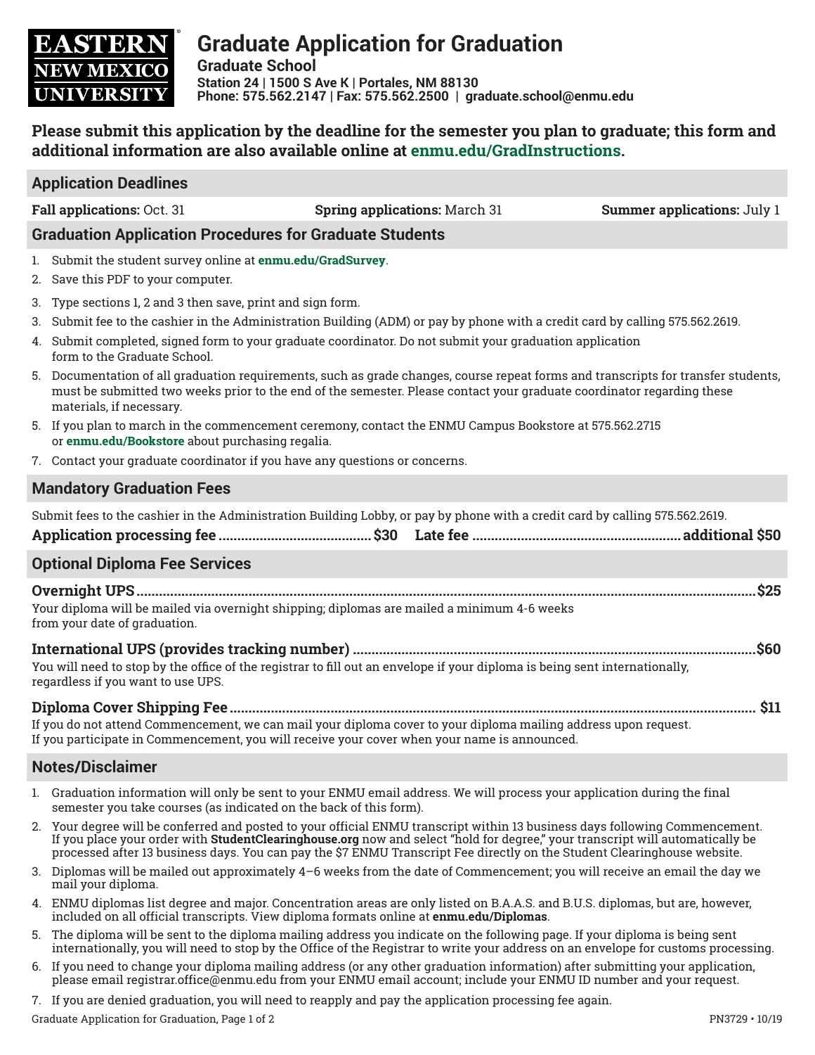**EASTERN NEW MEXICO UNIVERSITY**

# Graduate Application for Graduation

**Graduate School**
**Station 24 | 1500 S Ave K | Portales, NM 88130**
**Phone: 575.562.2147 | Fax: 575.562.2500 | graduate.school@enmu.edu**

**Please submit this application by the deadline for the semester you plan to graduate; this form and additional information are also available online at enmu.edu/GradInstructions.**

## Application Deadlines

**Fall applications:** Oct. 31 **Spring applications:** March 31 **Summer applications:** July 1

## Graduation Application Procedures for Graduate Students

1. Submit the student survey online at **enmu.edu/GradSurvey**.
2. Save this PDF to your computer.
3. Type sections 1, 2 and 3 then save, print and sign form.
3. Submit fee to the cashier in the Administration Building (ADM) or pay by phone with a credit card by calling 575.562.2619.
4. Submit completed, signed form to your graduate coordinator. Do not submit your graduation application form to the Graduate School.
5. Documentation of all graduation requirements, such as grade changes, course repeat forms and transcripts for transfer students, must be submitted two weeks prior to the end of the semester. Please contact your graduate coordinator regarding these materials, if necessary.
5. If you plan to march in the commencement ceremony, contact the ENMU Campus Bookstore at 575.562.2715 or **enmu.edu/Bookstore** about purchasing regalia.
7. Contact your graduate coordinator if you have any questions or concerns.

## Mandatory Graduation Fees

Submit fees to the cashier in the Administration Building Lobby, or pay by phone with a credit card by calling 575.562.2619.

**Application processing fee ........................................ $30** **Late fee ........................................ additional $50**

## Optional Diploma Fee Services

**Overnight UPS ........................................ $25**
Your diploma will be mailed via overnight shipping; diplomas are mailed a minimum 4-6 weeks from your date of graduation.

**International UPS (provides tracking number) ........................................ $60**
You will need to stop by the office of the registrar to fill out an envelope if your diploma is being sent internationally, regardless if you want to use UPS.

**Diploma Cover Shipping Fee ........................................ $11**
If you do not attend Commencement, we can mail your diploma cover to your diploma mailing address upon request. If you participate in Commencement, you will receive your cover when your name is announced.

## Notes/Disclaimer

1. Graduation information will only be sent to your ENMU email address. We will process your application during the final semester you take courses (as indicated on the back of this form).
2. Your degree will be conferred and posted to your official ENMU transcript within 13 business days following Commencement. If you place your order with **StudentClearinghouse.org** now and select "hold for degree," your transcript will automatically be processed after 13 business days. You can pay the $7 ENMU Transcript Fee directly on the Student Clearinghouse website.
3. Diplomas will be mailed out approximately 4–6 weeks from the date of Commencement; you will receive an email the day we mail your diploma.
4. ENMU diplomas list degree and major. Concentration areas are only listed on B.A.A.S. and B.U.S. diplomas, but are, however, included on all official transcripts. View diploma formats online at **enmu.edu/Diplomas**.
5. The diploma will be sent to the diploma mailing address you indicate on the following page. If your diploma is being sent internationally, you will need to stop by the Office of the Registrar to write your address on an envelope for customs processing.
6. If you need to change your diploma mailing address (or any other graduation information) after submitting your application, please email registrar.office@enmu.edu from your ENMU email account; include your ENMU ID number and your request.
7. If you are denied graduation, you will need to reapply and pay the application processing fee again.

PN3729 • 10/19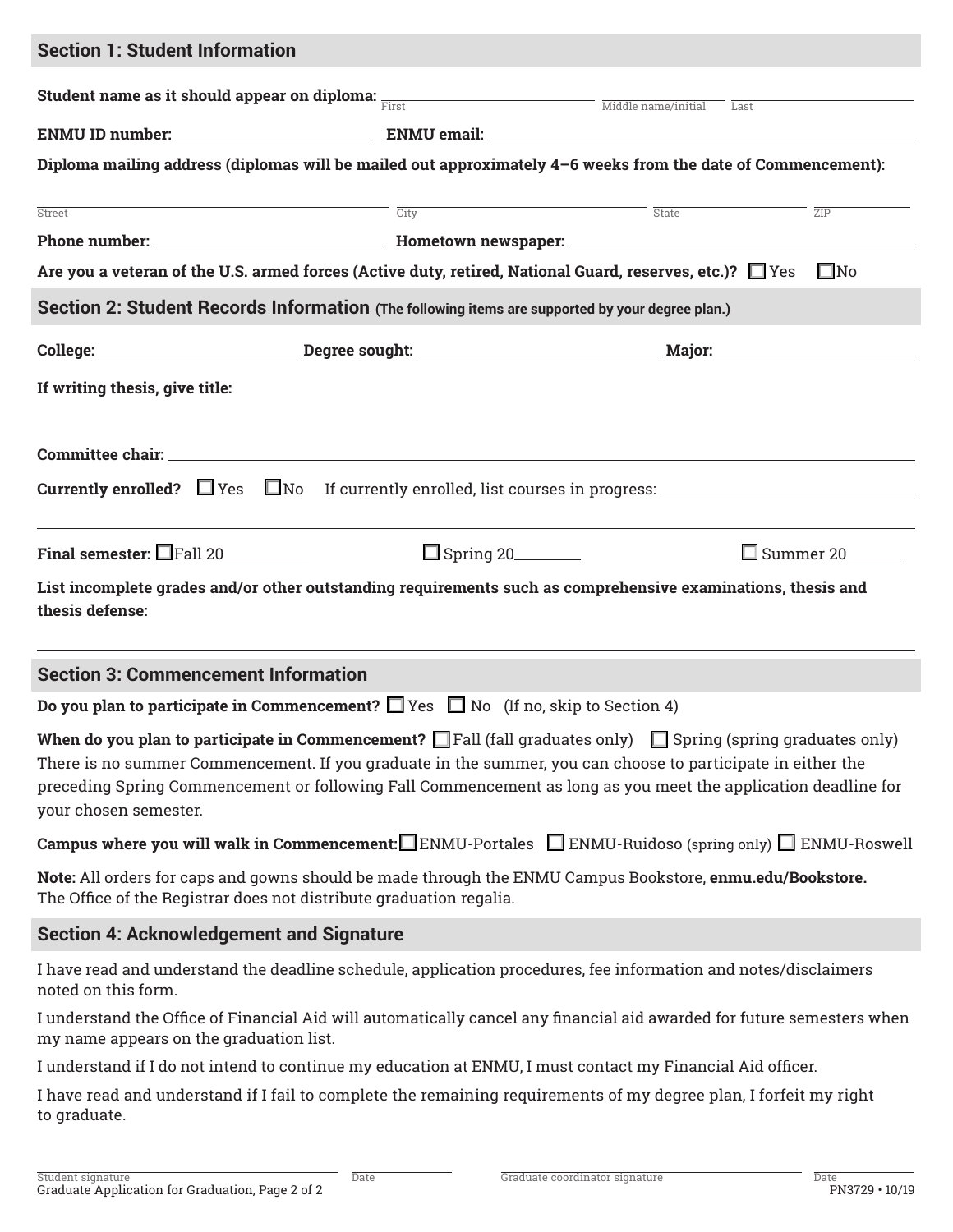## Section 1: Student Information

**Student name as it should appear on diploma:** ______________________ ______________ ______________________
First Middle name/initial Last

**ENMU ID number:** ______________________ **ENMU email:** ______________________________________

**Diploma mailing address (diplomas will be mailed out approximately 4–6 weeks from the date of Commencement):**

______________________________ ______________________ ______________ ______________
Street City State ZIP

**Phone number:** ______________________ **Hometown newspaper:** ______________________________

**Are you a veteran of the U.S. armed forces (Active duty, retired, National Guard, reserves, etc.)?** ☐ Yes ☐ No

## Section 2: Student Records Information (The following items are supported by your degree plan.)

**College:** ______________________ **Degree sought:** ______________________ **Major:** ______________________

**If writing thesis, give title:**

**Committee chair:** ______________________________________________________________

**Currently enrolled?** ☐ Yes ☐ No If currently enrolled, list courses in progress: ______________________________

______________________________________________________________________________

**Final semester:** ☐ Fall 20________ ☐ Spring 20________ ☐ Summer 20________

**List incomplete grades and/or other outstanding requirements such as comprehensive examinations, thesis and thesis defense:**

______________________________________________________________________________

## Section 3: Commencement Information

**Do you plan to participate in Commencement?** ☐ Yes ☐ No (If no, skip to Section 4)

**When do you plan to participate in Commencement?** ☐ Fall (fall graduates only) ☐ Spring (spring graduates only)
There is no summer Commencement. If you graduate in the summer, you can choose to participate in either the preceding Spring Commencement or following Fall Commencement as long as you meet the application deadline for your chosen semester.

**Campus where you will walk in Commencement:** ☐ ENMU-Portales ☐ ENMU-Ruidoso (spring only) ☐ ENMU-Roswell

**Note:** All orders for caps and gowns should be made through the ENMU Campus Bookstore, **enmu.edu/Bookstore.** The Office of the Registrar does not distribute graduation regalia.

## Section 4: Acknowledgement and Signature

I have read and understand the deadline schedule, application procedures, fee information and notes/disclaimers noted on this form.

I understand the Office of Financial Aid will automatically cancel any financial aid awarded for future semesters when my name appears on the graduation list.

I understand if I do not intend to continue my education at ENMU, I must contact my Financial Aid officer.

I have read and understand if I fail to complete the remaining requirements of my degree plan, I forfeit my right to graduate.

______________________________ ______________ ______________________________ ______________
Student signature Date Graduate coordinator signature Date

PN3729 • 10/19